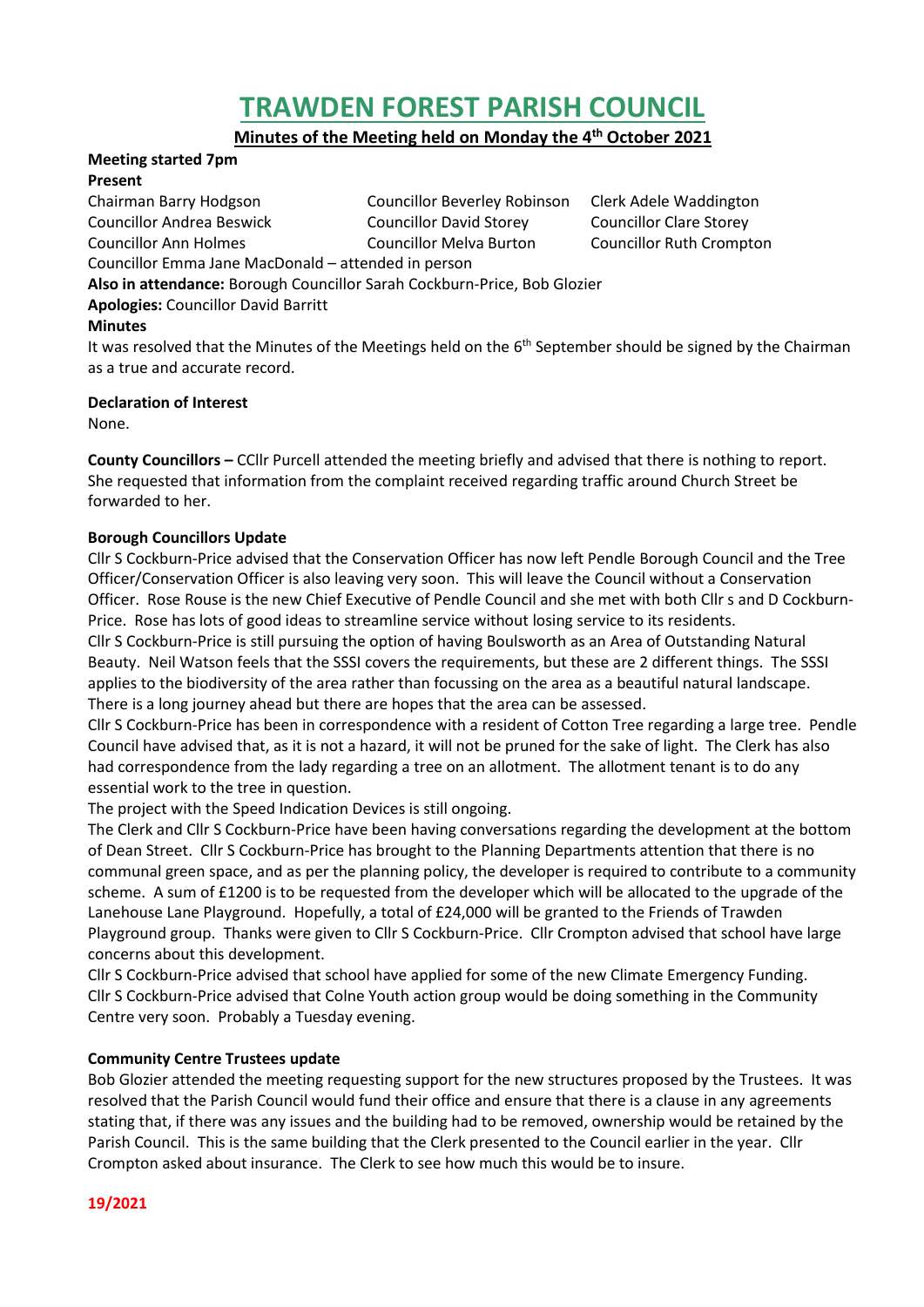# TRAWDEN FOREST PARISH COUNCIL

**Minutes of the Meeting held on Monday the 4th October 2021**

**Meeting started 7pm**

**Present**

| | | |
|---|---|---|
| Chairman Barry Hodgson | Councillor Beverley Robinson | Clerk Adele Waddington |
| Councillor Andrea Beswick | Councillor David Storey | Councillor Clare Storey |
| Councillor Ann Holmes | Councillor Melva Burton | Councillor Ruth Crompton |

Councillor Emma Jane MacDonald – attended in person

**Also in attendance:** Borough Councillor Sarah Cockburn-Price, Bob Glozier

**Apologies:** Councillor David Barritt

**Minutes**

It was resolved that the Minutes of the Meetings held on the 6th September should be signed by the Chairman as a true and accurate record.

**Declaration of Interest**

None.

**County Councillors –** CCllr Purcell attended the meeting briefly and advised that there is nothing to report. She requested that information from the complaint received regarding traffic around Church Street be forwarded to her.

**Borough Councillors Update**

Cllr S Cockburn-Price advised that the Conservation Officer has now left Pendle Borough Council and the Tree Officer/Conservation Officer is also leaving very soon. This will leave the Council without a Conservation Officer. Rose Rouse is the new Chief Executive of Pendle Council and she met with both Cllr s and D Cockburn-Price. Rose has lots of good ideas to streamline service without losing service to its residents.

Cllr S Cockburn-Price is still pursuing the option of having Boulsworth as an Area of Outstanding Natural Beauty. Neil Watson feels that the SSSI covers the requirements, but these are 2 different things. The SSSI applies to the biodiversity of the area rather than focussing on the area as a beautiful natural landscape. There is a long journey ahead but there are hopes that the area can be assessed.

Cllr S Cockburn-Price has been in correspondence with a resident of Cotton Tree regarding a large tree. Pendle Council have advised that, as it is not a hazard, it will not be pruned for the sake of light. The Clerk has also had correspondence from the lady regarding a tree on an allotment. The allotment tenant is to do any essential work to the tree in question.

The project with the Speed Indication Devices is still ongoing.

The Clerk and Cllr S Cockburn-Price have been having conversations regarding the development at the bottom of Dean Street. Cllr S Cockburn-Price has brought to the Planning Departments attention that there is no communal green space, and as per the planning policy, the developer is required to contribute to a community scheme. A sum of £1200 is to be requested from the developer which will be allocated to the upgrade of the Lanehouse Lane Playground. Hopefully, a total of £24,000 will be granted to the Friends of Trawden Playground group. Thanks were given to Cllr S Cockburn-Price. Cllr Crompton advised that school have large concerns about this development.

Cllr S Cockburn-Price advised that school have applied for some of the new Climate Emergency Funding.

Cllr S Cockburn-Price advised that Colne Youth action group would be doing something in the Community Centre very soon. Probably a Tuesday evening.

**Community Centre Trustees update**

Bob Glozier attended the meeting requesting support for the new structures proposed by the Trustees. It was resolved that the Parish Council would fund their office and ensure that there is a clause in any agreements stating that, if there was any issues and the building had to be removed, ownership would be retained by the Parish Council. This is the same building that the Clerk presented to the Council earlier in the year. Cllr Crompton asked about insurance. The Clerk to see how much this would be to insure.

**19/2021**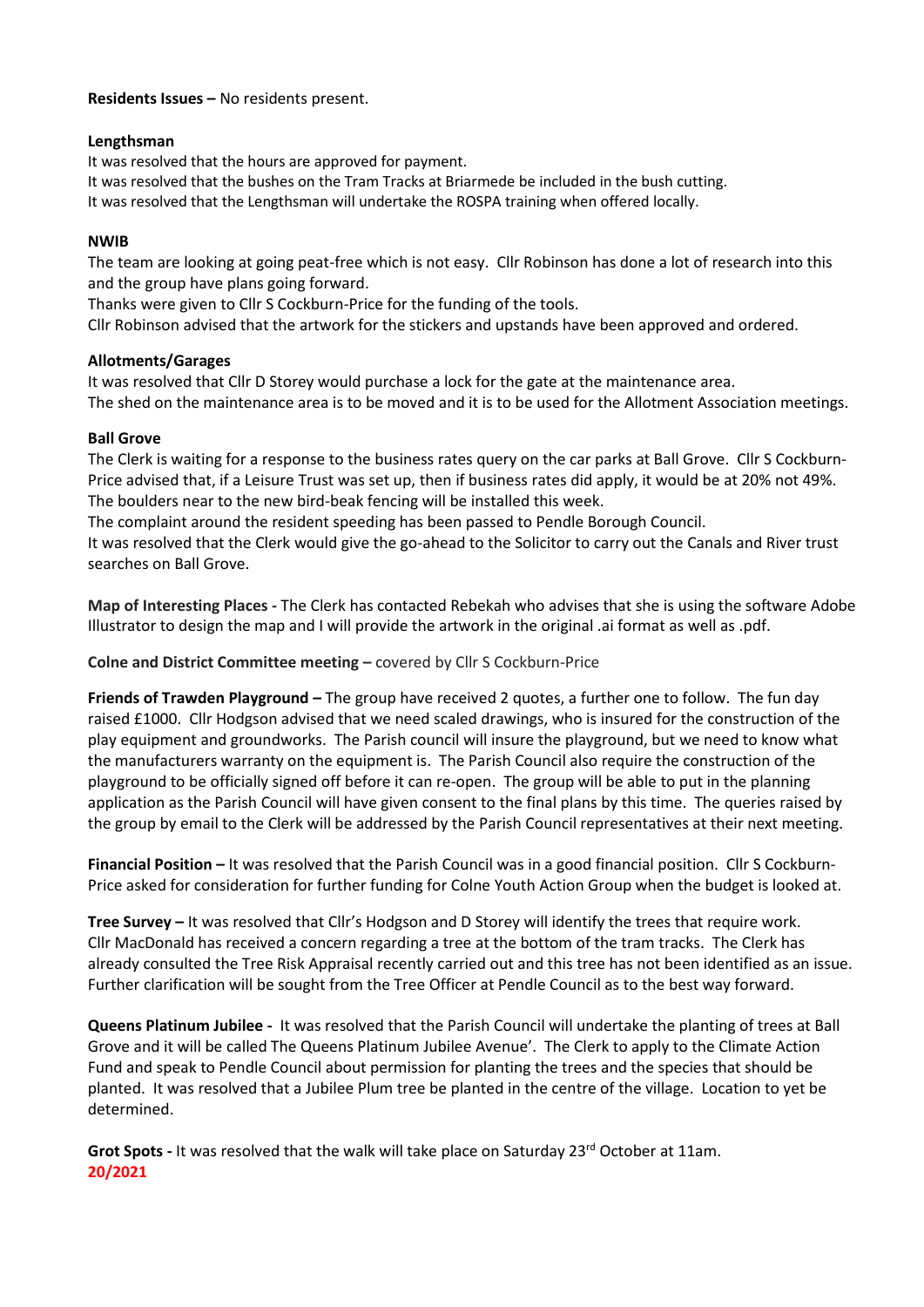**Residents Issues –** No residents present.

**Lengthsman**

It was resolved that the hours are approved for payment.
It was resolved that the bushes on the Tram Tracks at Briarmede be included in the bush cutting.
It was resolved that the Lengthsman will undertake the ROSPA training when offered locally.

**NWIB**

The team are looking at going peat-free which is not easy. Cllr Robinson has done a lot of research into this and the group have plans going forward.
Thanks were given to Cllr S Cockburn-Price for the funding of the tools.
Cllr Robinson advised that the artwork for the stickers and upstands have been approved and ordered.

**Allotments/Garages**

It was resolved that Cllr D Storey would purchase a lock for the gate at the maintenance area.
The shed on the maintenance area is to be moved and it is to be used for the Allotment Association meetings.

**Ball Grove**

The Clerk is waiting for a response to the business rates query on the car parks at Ball Grove. Cllr S Cockburn-Price advised that, if a Leisure Trust was set up, then if business rates did apply, it would be at 20% not 49%.
The boulders near to the new bird-beak fencing will be installed this week.
The complaint around the resident speeding has been passed to Pendle Borough Council.
It was resolved that the Clerk would give the go-ahead to the Solicitor to carry out the Canals and River trust searches on Ball Grove.

**Map of Interesting Places -** The Clerk has contacted Rebekah who advises that she is using the software Adobe Illustrator to design the map and I will provide the artwork in the original .ai format as well as .pdf.

**Colne and District Committee meeting –** covered by Cllr S Cockburn-Price

**Friends of Trawden Playground –** The group have received 2 quotes, a further one to follow. The fun day raised £1000. Cllr Hodgson advised that we need scaled drawings, who is insured for the construction of the play equipment and groundworks. The Parish council will insure the playground, but we need to know what the manufacturers warranty on the equipment is. The Parish Council also require the construction of the playground to be officially signed off before it can re-open. The group will be able to put in the planning application as the Parish Council will have given consent to the final plans by this time. The queries raised by the group by email to the Clerk will be addressed by the Parish Council representatives at their next meeting.

**Financial Position –** It was resolved that the Parish Council was in a good financial position. Cllr S Cockburn-Price asked for consideration for further funding for Colne Youth Action Group when the budget is looked at.

**Tree Survey –** It was resolved that Cllr's Hodgson and D Storey will identify the trees that require work. Cllr MacDonald has received a concern regarding a tree at the bottom of the tram tracks. The Clerk has already consulted the Tree Risk Appraisal recently carried out and this tree has not been identified as an issue. Further clarification will be sought from the Tree Officer at Pendle Council as to the best way forward.

**Queens Platinum Jubilee -** It was resolved that the Parish Council will undertake the planting of trees at Ball Grove and it will be called The Queens Platinum Jubilee Avenue'. The Clerk to apply to the Climate Action Fund and speak to Pendle Council about permission for planting the trees and the species that should be planted. It was resolved that a Jubilee Plum tree be planted in the centre of the village. Location to yet be determined.

**Grot Spots -** It was resolved that the walk will take place on Saturday 23rd October at 11am.

**20/2021**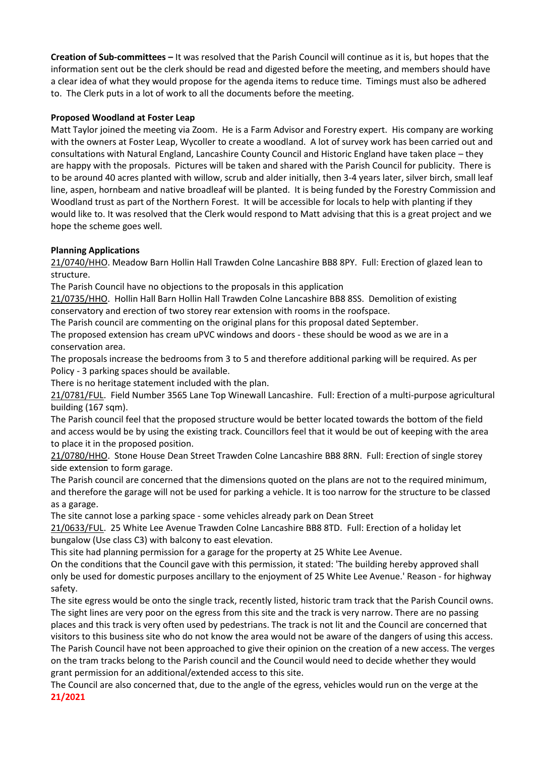**Creation of Sub-committees –** It was resolved that the Parish Council will continue as it is, but hopes that the information sent out be the clerk should be read and digested before the meeting, and members should have a clear idea of what they would propose for the agenda items to reduce time. Timings must also be adhered to. The Clerk puts in a lot of work to all the documents before the meeting.

**Proposed Woodland at Foster Leap**

Matt Taylor joined the meeting via Zoom. He is a Farm Advisor and Forestry expert. His company are working with the owners at Foster Leap, Wycoller to create a woodland. A lot of survey work has been carried out and consultations with Natural England, Lancashire County Council and Historic England have taken place – they are happy with the proposals. Pictures will be taken and shared with the Parish Council for publicity. There is to be around 40 acres planted with willow, scrub and alder initially, then 3-4 years later, silver birch, small leaf line, aspen, hornbeam and native broadleaf will be planted. It is being funded by the Forestry Commission and Woodland trust as part of the Northern Forest. It will be accessible for locals to help with planting if they would like to. It was resolved that the Clerk would respond to Matt advising that this is a great project and we hope the scheme goes well.

**Planning Applications**

21/0740/HHO. Meadow Barn Hollin Hall Trawden Colne Lancashire BB8 8PY. Full: Erection of glazed lean to structure.

The Parish Council have no objections to the proposals in this application

21/0735/HHO. Hollin Hall Barn Hollin Hall Trawden Colne Lancashire BB8 8SS. Demolition of existing conservatory and erection of two storey rear extension with rooms in the roofspace.

The Parish council are commenting on the original plans for this proposal dated September.

The proposed extension has cream uPVC windows and doors - these should be wood as we are in a conservation area.

The proposals increase the bedrooms from 3 to 5 and therefore additional parking will be required. As per Policy - 3 parking spaces should be available.

There is no heritage statement included with the plan.

21/0781/FUL. Field Number 3565 Lane Top Winewall Lancashire. Full: Erection of a multi-purpose agricultural building (167 sqm).

The Parish council feel that the proposed structure would be better located towards the bottom of the field and access would be by using the existing track. Councillors feel that it would be out of keeping with the area to place it in the proposed position.

21/0780/HHO. Stone House Dean Street Trawden Colne Lancashire BB8 8RN. Full: Erection of single storey side extension to form garage.

The Parish council are concerned that the dimensions quoted on the plans are not to the required minimum, and therefore the garage will not be used for parking a vehicle. It is too narrow for the structure to be classed as a garage.

The site cannot lose a parking space - some vehicles already park on Dean Street

21/0633/FUL. 25 White Lee Avenue Trawden Colne Lancashire BB8 8TD. Full: Erection of a holiday let bungalow (Use class C3) with balcony to east elevation.

This site had planning permission for a garage for the property at 25 White Lee Avenue.

On the conditions that the Council gave with this permission, it stated: 'The building hereby approved shall only be used for domestic purposes ancillary to the enjoyment of 25 White Lee Avenue.' Reason - for highway safety.

The site egress would be onto the single track, recently listed, historic tram track that the Parish Council owns. The sight lines are very poor on the egress from this site and the track is very narrow. There are no passing places and this track is very often used by pedestrians. The track is not lit and the Council are concerned that visitors to this business site who do not know the area would not be aware of the dangers of using this access. The Parish Council have not been approached to give their opinion on the creation of a new access. The verges on the tram tracks belong to the Parish council and the Council would need to decide whether they would grant permission for an additional/extended access to this site.

The Council are also concerned that, due to the angle of the egress, vehicles would run on the verge at the

**21/2021**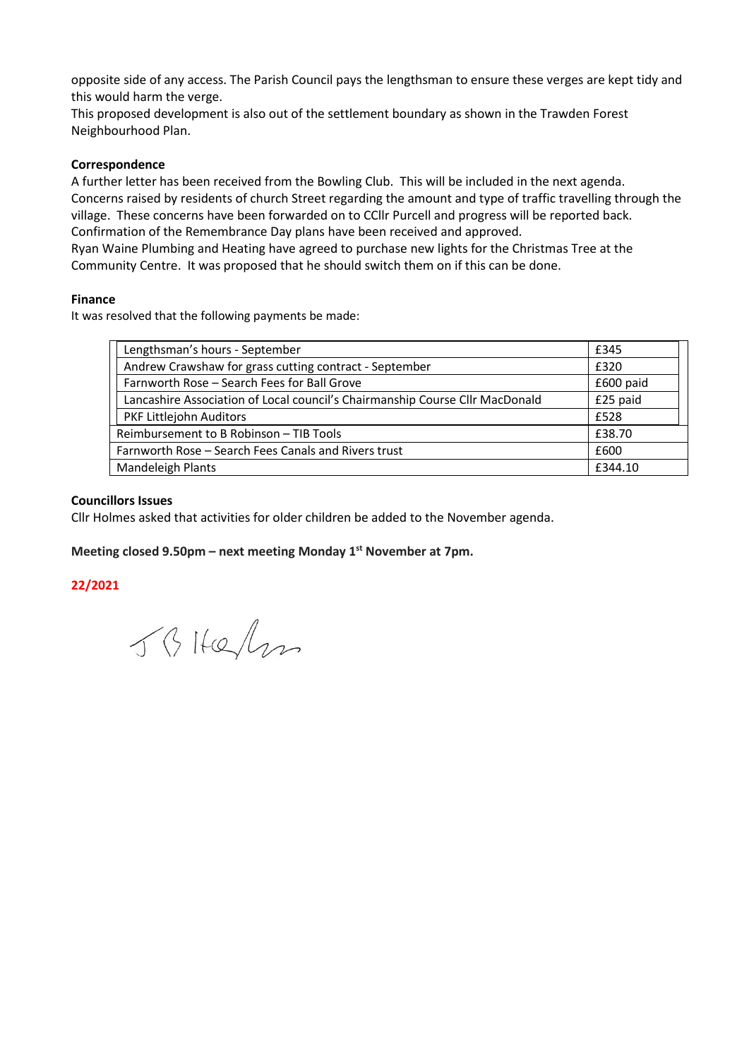opposite side of any access. The Parish Council pays the lengthsman to ensure these verges are kept tidy and this would harm the verge.
This proposed development is also out of the settlement boundary as shown in the Trawden Forest Neighbourhood Plan.

**Correspondence**

A further letter has been received from the Bowling Club. This will be included in the next agenda.
Concerns raised by residents of church Street regarding the amount and type of traffic travelling through the village. These concerns have been forwarded on to CCllr Purcell and progress will be reported back.
Confirmation of the Remembrance Day plans have been received and approved.
Ryan Waine Plumbing and Heating have agreed to purchase new lights for the Christmas Tree at the Community Centre. It was proposed that he should switch them on if this can be done.

**Finance**

It was resolved that the following payments be made:

| | |
|---|---|
| Lengthsman's hours - September | £345 |
| Andrew Crawshaw for grass cutting contract - September | £320 |
| Farnworth Rose – Search Fees for Ball Grove | £600 paid |
| Lancashire Association of Local council's Chairmanship Course Cllr MacDonald | £25 paid |
| PKF Littlejohn Auditors | £528 |
| Reimbursement to B Robinson – TIB Tools | £38.70 |
| Farnworth Rose – Search Fees Canals and Rivers trust | £600 |
| Mandeleigh Plants | £344.10 |

**Councillors Issues**

Cllr Holmes asked that activities for older children be added to the November agenda.

**Meeting closed 9.50pm – next meeting Monday 1st November at 7pm.**

**22/2021**

J B Hollins